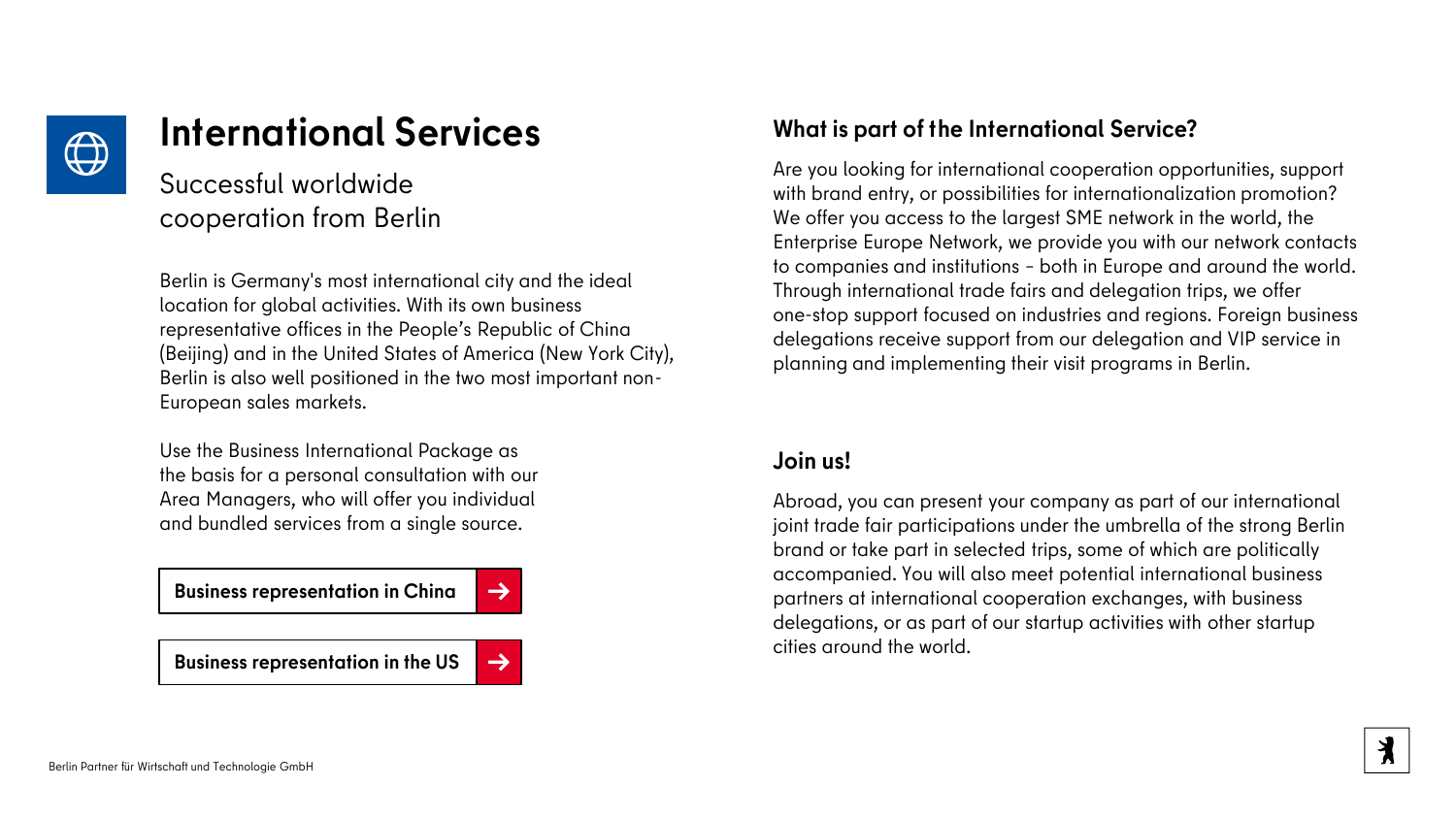# International Services

## Successful worldwide cooperation from Berlin

Berlin is Germany's most international city and the ideal location for global activities. With its own business representative offices in the People's Republic of China (Beijing) and in the United States of America (New York City), Berlin is also well positioned in the two most important non-European sales markets.

Use the Business International Package as the basis for a personal consultation with our Area Managers, who will offer you individual and bundled services from a single source.

**Business representation in China →**

**Business representation in the US →**

### What is part of the International Service?

Are you looking for international cooperation opportunities, support with brand entry, or possibilities for internationalization promotion? We offer you access to the largest SME network in the world, the Enterprise Europe Network, we provide you with our network contacts to companies and institutions - both in Europe and around the world. Through international trade fairs and delegation trips, we offer one-stop support focused on industries and regions. Foreign business delegations receive support from our delegation and VIP service in planning and implementing their visit programs in Berlin.

### Join us!

Abroad, you can present your company as part of our international joint trade fair participations under the umbrella of the strong Berlin brand or take part in selected trips, some of which are politically accompanied. You will also meet potential international business partners at international cooperation exchanges, with business delegations, or as part of our startup activities with other startup cities around the world.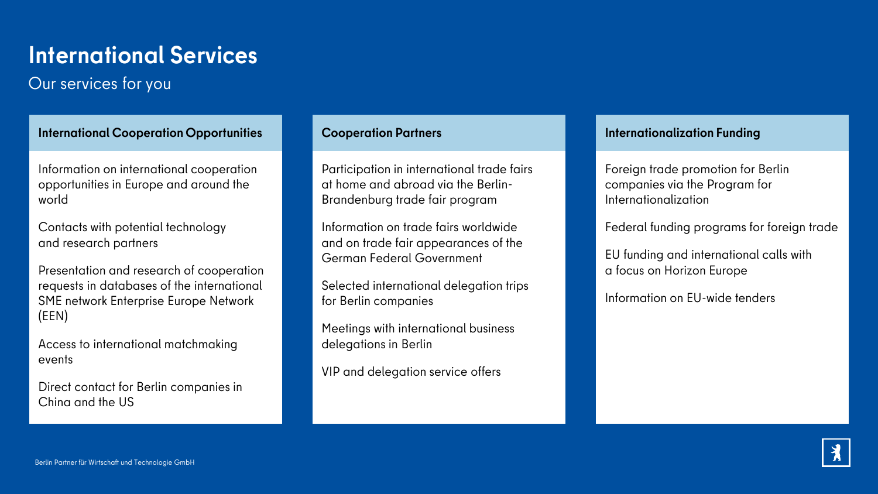# International Services

Our services for you

### International Cooperation Opportunities

- Information on international cooperation opportunities in Europe and around the world
- Contacts with potential technology and research partners
- Presentation and research of cooperation requests in databases of the international SME network Enterprise Europe Network (EEN)
- Access to international matchmaking events
- Direct contact for Berlin companies in China and the US

### Cooperation Partners

- Participation in international trade fairs at home and abroad via the Berlin-Brandenburg trade fair program
- Information on trade fairs worldwide and on trade fair appearances of the German Federal Government
- Selected international delegation trips for Berlin companies
- Meetings with international business delegations in Berlin
- VIP and delegation service offers

### Internationalization Funding

- Foreign trade promotion for Berlin companies via the Program for Internationalization
- Federal funding programs for foreign trade
- EU funding and international calls with a focus on Horizon Europe
- Information on EU-wide tenders

Berlin Partner für Wirtschaft und Technologie GmbH